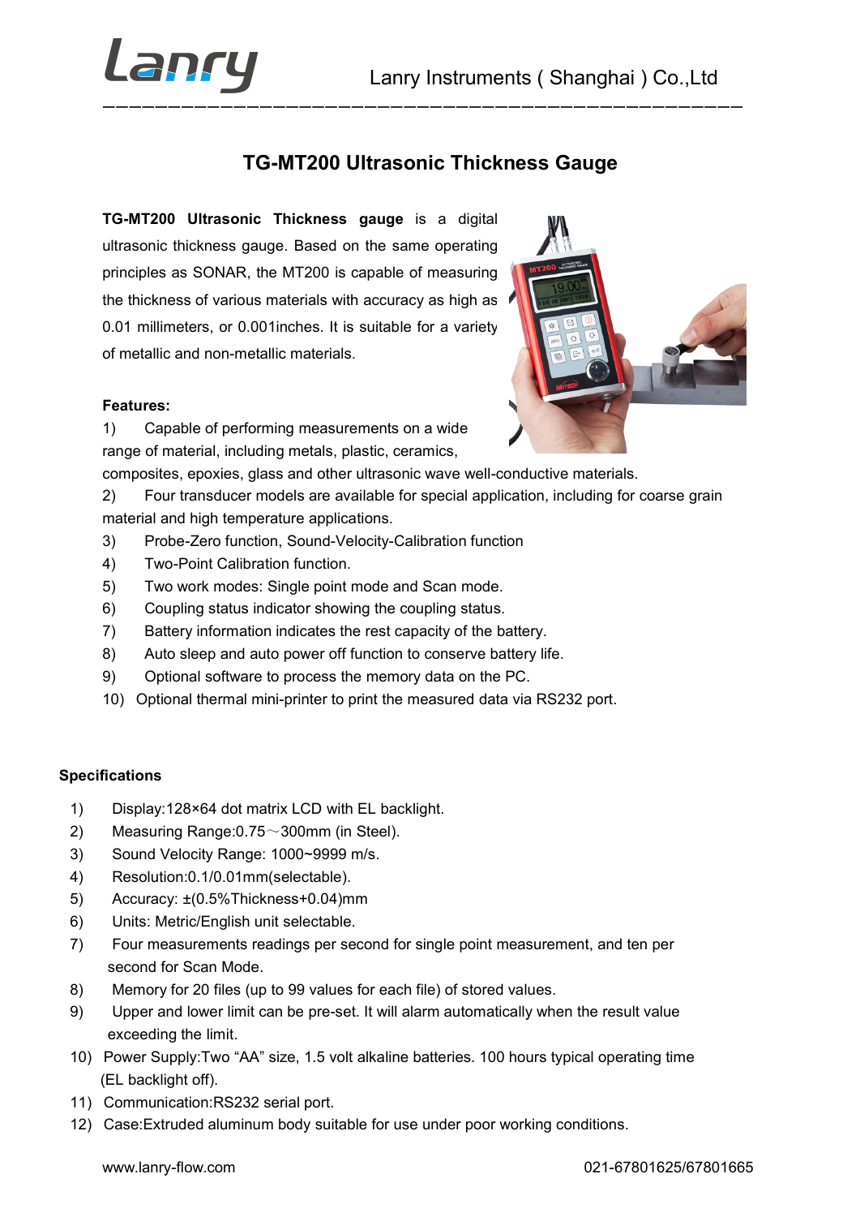# TG-MT200 Ultrasonic Thickness Gauge

**TG-MT200 Ultrasonic Thickness gauge** is a digital ultrasonic thickness gauge. Based on the same operating principles as SONAR, the MT200 is capable of measuring the thickness of various materials with accuracy as high as 0.01 millimeters, or 0.001inches. It is suitable for a variety of metallic and non-metallic materials.

**Features:**

1) Capable of performing measurements on a wide range of material, including metals, plastic, ceramics, composites, epoxies, glass and other ultrasonic wave well-conductive materials.
2) Four transducer models are available for special application, including for coarse grain material and high temperature applications.
3) Probe-Zero function, Sound-Velocity-Calibration function
4) Two-Point Calibration function.
5) Two work modes: Single point mode and Scan mode.
6) Coupling status indicator showing the coupling status.
7) Battery information indicates the rest capacity of the battery.
8) Auto sleep and auto power off function to conserve battery life.
9) Optional software to process the memory data on the PC.
10) Optional thermal mini-printer to print the measured data via RS232 port.

**Specifications**

1) Display:128×64 dot matrix LCD with EL backlight.
2) Measuring Range:0.75～300mm (in Steel).
3) Sound Velocity Range: 1000~9999 m/s.
4) Resolution:0.1/0.01mm(selectable).
5) Accuracy: ±(0.5%Thickness+0.04)mm
6) Units: Metric/English unit selectable.
7) Four measurements readings per second for single point measurement, and ten per second for Scan Mode.
8) Memory for 20 files (up to 99 values for each file) of stored values.
9) Upper and lower limit can be pre-set. It will alarm automatically when the result value exceeding the limit.
10) Power Supply:Two "AA" size, 1.5 volt alkaline batteries. 100 hours typical operating time (EL backlight off).
11) Communication:RS232 serial port.
12) Case:Extruded aluminum body suitable for use under poor working conditions.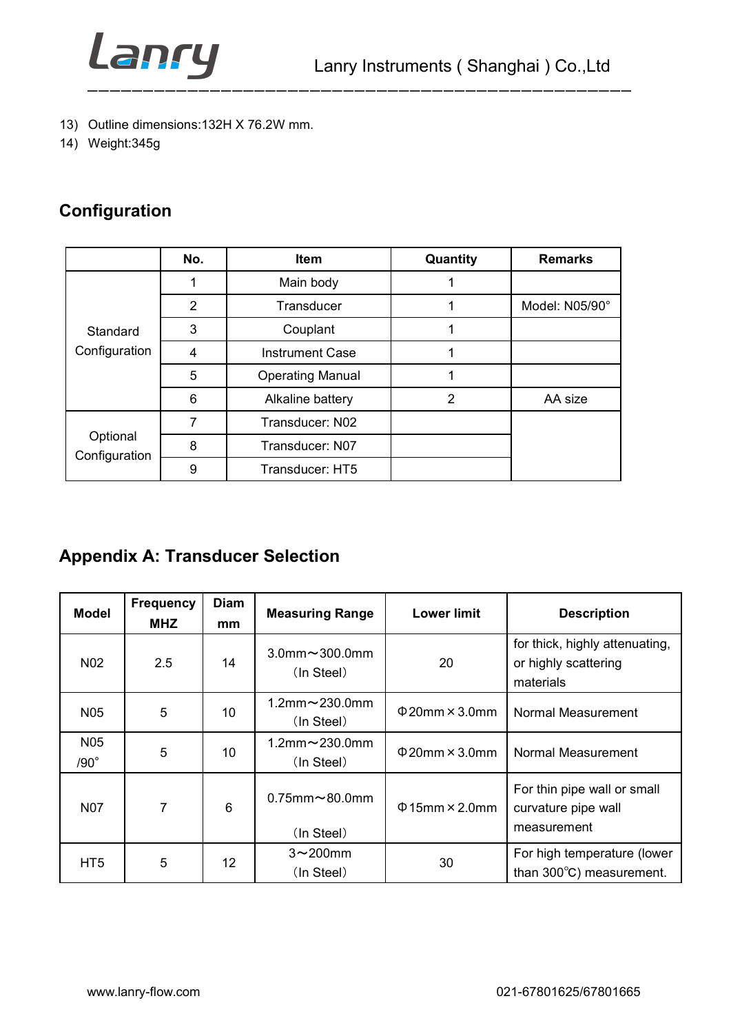13) Outline dimensions:132H X 76.2W mm.
14) Weight:345g

## Configuration

| | No. | Item | Quantity | Remarks |
|---|---|---|---|---|
| Standard Configuration | 1 | Main body | 1 | |
| | 2 | Transducer | 1 | Model: N05/90° |
| | 3 | Couplant | 1 | |
| | 4 | Instrument Case | 1 | |
| | 5 | Operating Manual | 1 | |
| | 6 | Alkaline battery | 2 | AA size |
| Optional Configuration | 7 | Transducer: N02 | | |
| | 8 | Transducer: N07 | | |
| | 9 | Transducer: HT5 | | |

## Appendix A: Transducer Selection

| Model | Frequency MHZ | Diam mm | Measuring Range | Lower limit | Description |
|---|---|---|---|---|---|
| N02 | 2.5 | 14 | 3.0mm～300.0mm (In Steel) | 20 | for thick, highly attenuating, or highly scattering materials |
| N05 | 5 | 10 | 1.2mm～230.0mm (In Steel) | Φ20mm×3.0mm | Normal Measurement |
| N05 /90˚ | 5 | 10 | 1.2mm～230.0mm (In Steel) | Φ20mm×3.0mm | Normal Measurement |
| N07 | 7 | 6 | 0.75mm～80.0mm (In Steel) | Φ15mm×2.0mm | For thin pipe wall or small curvature pipe wall measurement |
| HT5 | 5 | 12 | 3～200mm (In Steel) | 30 | For high temperature (lower than 300℃) measurement. |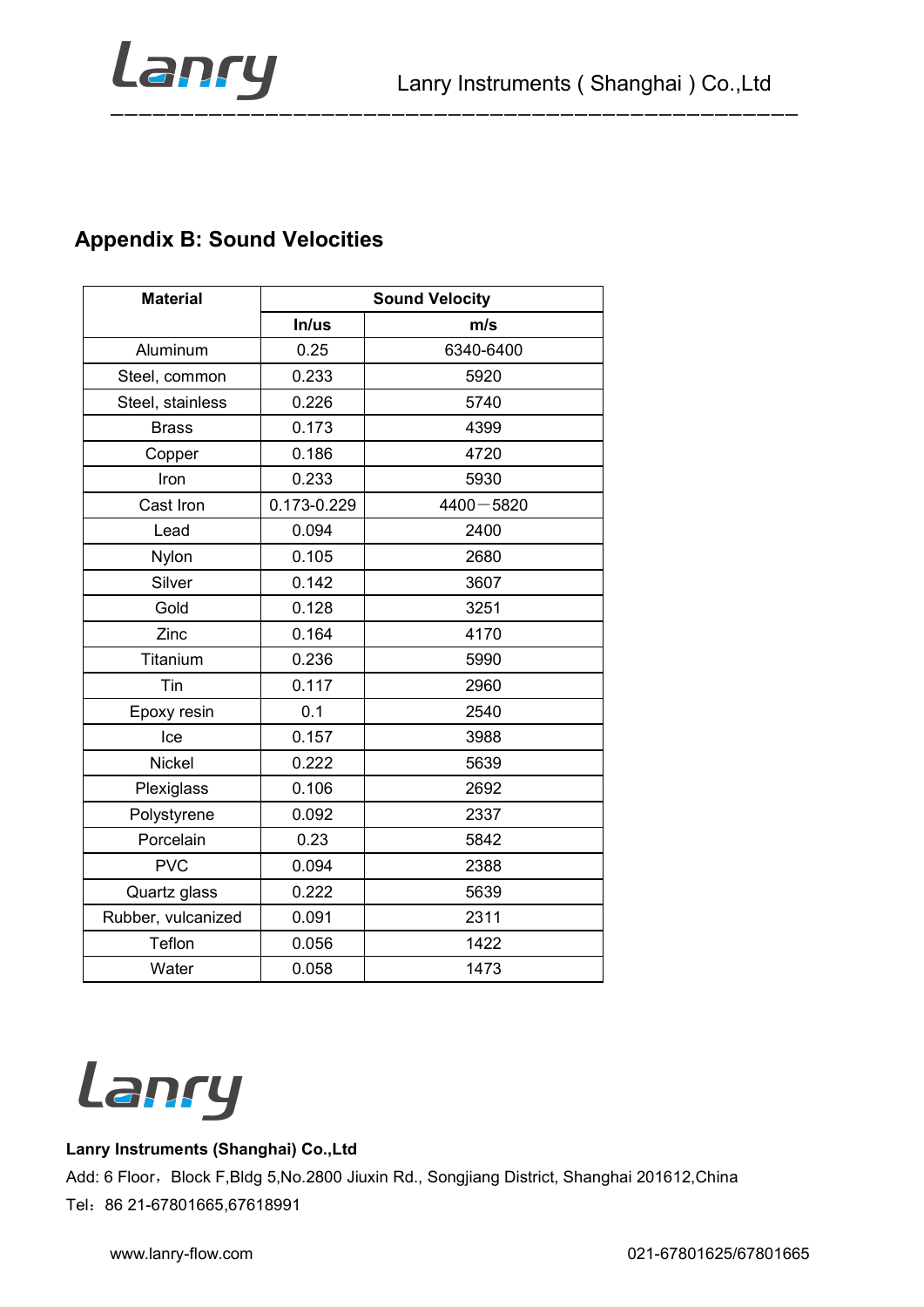## Appendix B: Sound Velocities

| Material | Sound Velocity | |
|---|---|---|
| | In/us | m/s |
| Aluminum | 0.25 | 6340-6400 |
| Steel, common | 0.233 | 5920 |
| Steel, stainless | 0.226 | 5740 |
| Brass | 0.173 | 4399 |
| Copper | 0.186 | 4720 |
| Iron | 0.233 | 5930 |
| Cast Iron | 0.173-0.229 | 4400－5820 |
| Lead | 0.094 | 2400 |
| Nylon | 0.105 | 2680 |
| Silver | 0.142 | 3607 |
| Gold | 0.128 | 3251 |
| Zinc | 0.164 | 4170 |
| Titanium | 0.236 | 5990 |
| Tin | 0.117 | 2960 |
| Epoxy resin | 0.1 | 2540 |
| Ice | 0.157 | 3988 |
| Nickel | 0.222 | 5639 |
| Plexiglass | 0.106 | 2692 |
| Polystyrene | 0.092 | 2337 |
| Porcelain | 0.23 | 5842 |
| PVC | 0.094 | 2388 |
| Quartz glass | 0.222 | 5639 |
| Rubber, vulcanized | 0.091 | 2311 |
| Teflon | 0.056 | 1422 |
| Water | 0.058 | 1473 |

**Lanry Instruments (Shanghai) Co.,Ltd**

Add: 6 Floor，Block F,Bldg 5,No.2800 Jiuxin Rd., Songjiang District, Shanghai 201612,China

Tel：86 21-67801665,67618991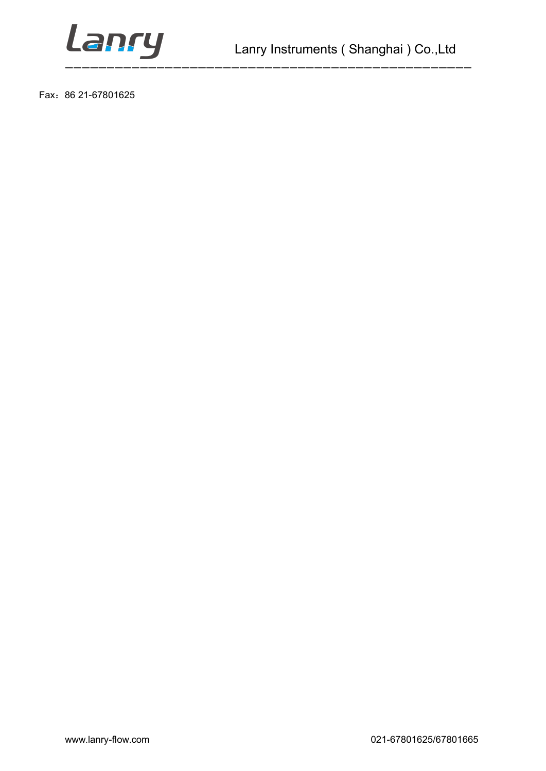Fax：86 21-67801625